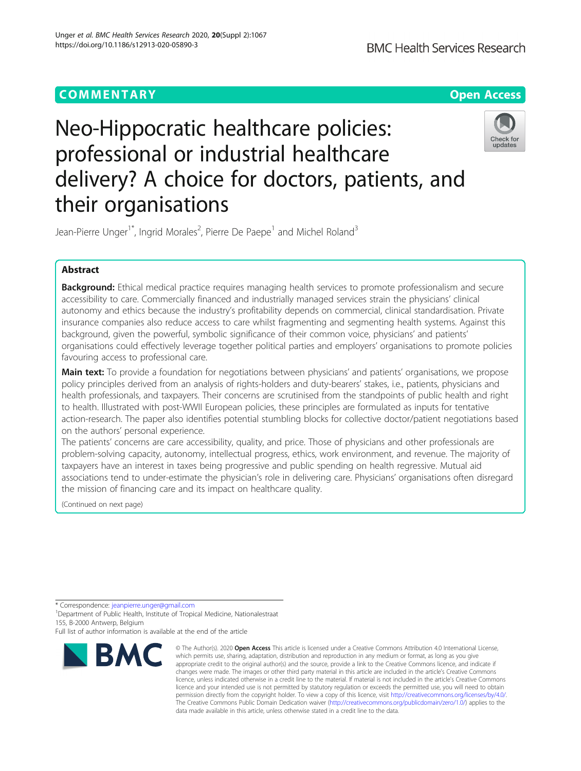COMMENTARY

Open Access

# Neo-Hippocratic healthcare policies: professional or industrial healthcare delivery? A choice for doctors, patients, and their organisations

Jean-Pierre Unger[1*], Ingrid Morales[2], Pierre De Paepe[1] and Michel Roland[3]

## Abstract

**Background:** Ethical medical practice requires managing health services to promote professionalism and secure accessibility to care. Commercially financed and industrially managed services strain the physicians' clinical autonomy and ethics because the industry's profitability depends on commercial, clinical standardisation. Private insurance companies also reduce access to care whilst fragmenting and segmenting health systems. Against this background, given the powerful, symbolic significance of their common voice, physicians' and patients' organisations could effectively leverage together political parties and employers' organisations to promote policies favouring access to professional care.

**Main text:** To provide a foundation for negotiations between physicians' and patients' organisations, we propose policy principles derived from an analysis of rights-holders and duty-bearers' stakes, i.e., patients, physicians and health professionals, and taxpayers. Their concerns are scrutinised from the standpoints of public health and right to health. Illustrated with post-WWII European policies, these principles are formulated as inputs for tentative action-research. The paper also identifies potential stumbling blocks for collective doctor/patient negotiations based on the authors' personal experience.

The patients' concerns are care accessibility, quality, and price. Those of physicians and other professionals are problem-solving capacity, autonomy, intellectual progress, ethics, work environment, and revenue. The majority of taxpayers have an interest in taxes being progressive and public spending on health regressive. Mutual aid associations tend to under-estimate the physician's role in delivering care. Physicians' organisations often disregard the mission of financing care and its impact on healthcare quality.

(Continued on next page)

* Correspondence: jeanpierre.unger@gmail.com

[1]Department of Public Health, Institute of Tropical Medicine, Nationalestraat 155, B-2000 Antwerp, Belgium

Full list of author information is available at the end of the article

© The Author(s). 2020 **Open Access** This article is licensed under a Creative Commons Attribution 4.0 International License, which permits use, sharing, adaptation, distribution and reproduction in any medium or format, as long as you give appropriate credit to the original author(s) and the source, provide a link to the Creative Commons licence, and indicate if changes were made. The images or other third party material in this article are included in the article's Creative Commons licence, unless indicated otherwise in a credit line to the material. If material is not included in the article's Creative Commons licence and your intended use is not permitted by statutory regulation or exceeds the permitted use, you will need to obtain permission directly from the copyright holder. To view a copy of this licence, visit http://creativecommons.org/licenses/by/4.0/. The Creative Commons Public Domain Dedication waiver (http://creativecommons.org/publicdomain/zero/1.0/) applies to the data made available in this article, unless otherwise stated in a credit line to the data.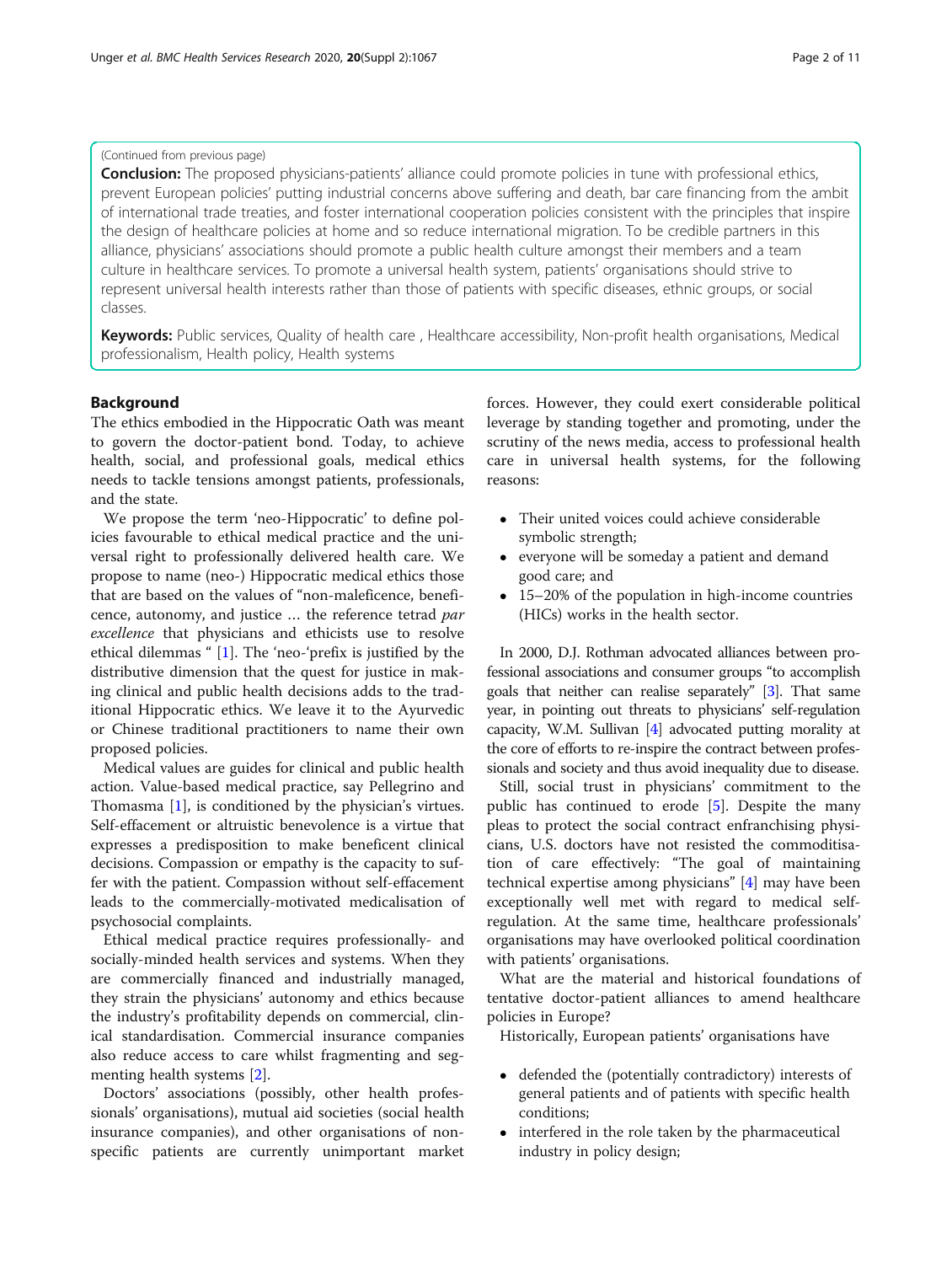(Continued from previous page)

**Conclusion:** The proposed physicians-patients' alliance could promote policies in tune with professional ethics, prevent European policies' putting industrial concerns above suffering and death, bar care financing from the ambit of international trade treaties, and foster international cooperation policies consistent with the principles that inspire the design of healthcare policies at home and so reduce international migration. To be credible partners in this alliance, physicians' associations should promote a public health culture amongst their members and a team culture in healthcare services. To promote a universal health system, patients' organisations should strive to represent universal health interests rather than those of patients with specific diseases, ethnic groups, or social classes.

**Keywords:** Public services, Quality of health care , Healthcare accessibility, Non-profit health organisations, Medical professionalism, Health policy, Health systems

## Background

The ethics embodied in the Hippocratic Oath was meant to govern the doctor-patient bond. Today, to achieve health, social, and professional goals, medical ethics needs to tackle tensions amongst patients, professionals, and the state.

We propose the term 'neo-Hippocratic' to define policies favourable to ethical medical practice and the universal right to professionally delivered health care. We propose to name (neo-) Hippocratic medical ethics those that are based on the values of "non-maleficence, beneficence, autonomy, and justice … the reference tetrad *par excellence* that physicians and ethicists use to resolve ethical dilemmas " [1]. The 'neo-'prefix is justified by the distributive dimension that the quest for justice in making clinical and public health decisions adds to the traditional Hippocratic ethics. We leave it to the Ayurvedic or Chinese traditional practitioners to name their own proposed policies.

Medical values are guides for clinical and public health action. Value-based medical practice, say Pellegrino and Thomasma [1], is conditioned by the physician's virtues. Self-effacement or altruistic benevolence is a virtue that expresses a predisposition to make beneficent clinical decisions. Compassion or empathy is the capacity to suffer with the patient. Compassion without self-effacement leads to the commercially-motivated medicalisation of psychosocial complaints.

Ethical medical practice requires professionally- and socially-minded health services and systems. When they are commercially financed and industrially managed, they strain the physicians' autonomy and ethics because the industry's profitability depends on commercial, clinical standardisation. Commercial insurance companies also reduce access to care whilst fragmenting and segmenting health systems [2].

Doctors' associations (possibly, other health professionals' organisations), mutual aid societies (social health insurance companies), and other organisations of non-specific patients are currently unimportant market forces. However, they could exert considerable political leverage by standing together and promoting, under the scrutiny of the news media, access to professional health care in universal health systems, for the following reasons:

- Their united voices could achieve considerable symbolic strength;
- everyone will be someday a patient and demand good care; and
- 15–20% of the population in high-income countries (HICs) works in the health sector.

In 2000, D.J. Rothman advocated alliances between professional associations and consumer groups "to accomplish goals that neither can realise separately" [3]. That same year, in pointing out threats to physicians' self-regulation capacity, W.M. Sullivan [4] advocated putting morality at the core of efforts to re-inspire the contract between professionals and society and thus avoid inequality due to disease.

Still, social trust in physicians' commitment to the public has continued to erode [5]. Despite the many pleas to protect the social contract enfranchising physicians, U.S. doctors have not resisted the commoditisation of care effectively: "The goal of maintaining technical expertise among physicians" [4] may have been exceptionally well met with regard to medical self-regulation. At the same time, healthcare professionals' organisations may have overlooked political coordination with patients' organisations.

What are the material and historical foundations of tentative doctor-patient alliances to amend healthcare policies in Europe?

Historically, European patients' organisations have

- defended the (potentially contradictory) interests of general patients and of patients with specific health conditions;
- interfered in the role taken by the pharmaceutical industry in policy design;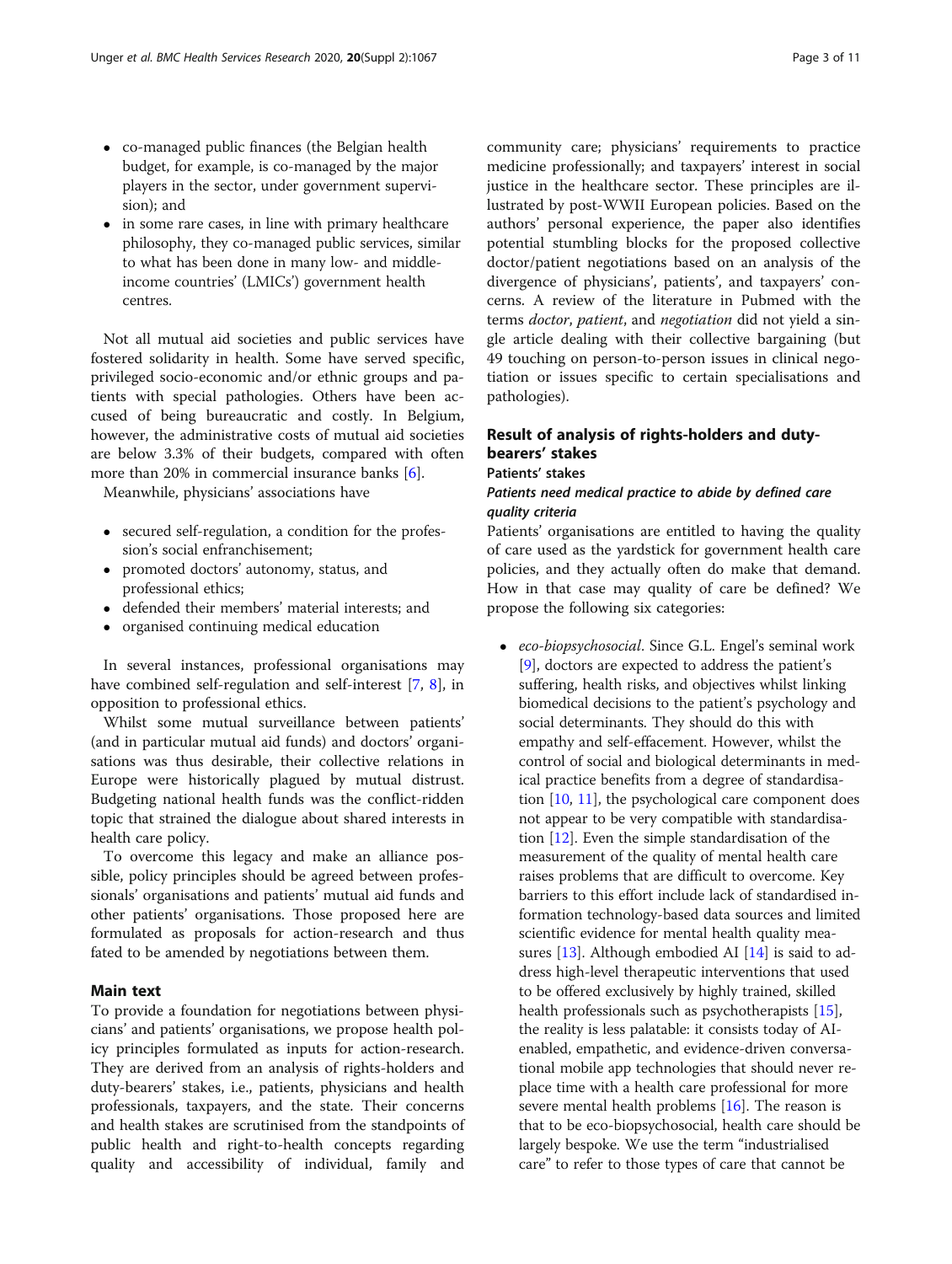- co-managed public finances (the Belgian health budget, for example, is co-managed by the major players in the sector, under government supervision); and
- in some rare cases, in line with primary healthcare philosophy, they co-managed public services, similar to what has been done in many low- and middle-income countries' (LMICs') government health centres.

Not all mutual aid societies and public services have fostered solidarity in health. Some have served specific, privileged socio-economic and/or ethnic groups and patients with special pathologies. Others have been accused of being bureaucratic and costly. In Belgium, however, the administrative costs of mutual aid societies are below 3.3% of their budgets, compared with often more than 20% in commercial insurance banks [6].

Meanwhile, physicians' associations have

- secured self-regulation, a condition for the profession's social enfranchisement;
- promoted doctors' autonomy, status, and professional ethics;
- defended their members' material interests; and
- organised continuing medical education

In several instances, professional organisations may have combined self-regulation and self-interest [7, 8], in opposition to professional ethics.

Whilst some mutual surveillance between patients' (and in particular mutual aid funds) and doctors' organisations was thus desirable, their collective relations in Europe were historically plagued by mutual distrust. Budgeting national health funds was the conflict-ridden topic that strained the dialogue about shared interests in health care policy.

To overcome this legacy and make an alliance possible, policy principles should be agreed between professionals' organisations and patients' mutual aid funds and other patients' organisations. Those proposed here are formulated as proposals for action-research and thus fated to be amended by negotiations between them.

## Main text

To provide a foundation for negotiations between physicians' and patients' organisations, we propose health policy principles formulated as inputs for action-research. They are derived from an analysis of rights-holders and duty-bearers' stakes, i.e., patients, physicians and health professionals, taxpayers, and the state. Their concerns and health stakes are scrutinised from the standpoints of public health and right-to-health concepts regarding quality and accessibility of individual, family and community care; physicians' requirements to practice medicine professionally; and taxpayers' interest in social justice in the healthcare sector. These principles are illustrated by post-WWII European policies. Based on the authors' personal experience, the paper also identifies potential stumbling blocks for the proposed collective doctor/patient negotiations based on an analysis of the divergence of physicians', patients', and taxpayers' concerns. A review of the literature in Pubmed with the terms *doctor*, *patient*, and *negotiation* did not yield a single article dealing with their collective bargaining (but 49 touching on person-to-person issues in clinical negotiation or issues specific to certain specialisations and pathologies).

## Result of analysis of rights-holders and duty-bearers' stakes

### Patients' stakes

#### *Patients need medical practice to abide by defined care quality criteria*

Patients' organisations are entitled to having the quality of care used as the yardstick for government health care policies, and they actually often do make that demand. How in that case may quality of care be defined? We propose the following six categories:

- *eco-biopsychosocial*. Since G.L. Engel's seminal work [9], doctors are expected to address the patient's suffering, health risks, and objectives whilst linking biomedical decisions to the patient's psychology and social determinants. They should do this with empathy and self-effacement. However, whilst the control of social and biological determinants in medical practice benefits from a degree of standardisation [10, 11], the psychological care component does not appear to be very compatible with standardisation [12]. Even the simple standardisation of the measurement of the quality of mental health care raises problems that are difficult to overcome. Key barriers to this effort include lack of standardised information technology-based data sources and limited scientific evidence for mental health quality measures [13]. Although embodied AI [14] is said to address high-level therapeutic interventions that used to be offered exclusively by highly trained, skilled health professionals such as psychotherapists [15], the reality is less palatable: it consists today of AI-enabled, empathetic, and evidence-driven conversational mobile app technologies that should never replace time with a health care professional for more severe mental health problems [16]. The reason is that to be eco-biopsychosocial, health care should be largely bespoke. We use the term "industrialised care" to refer to those types of care that cannot be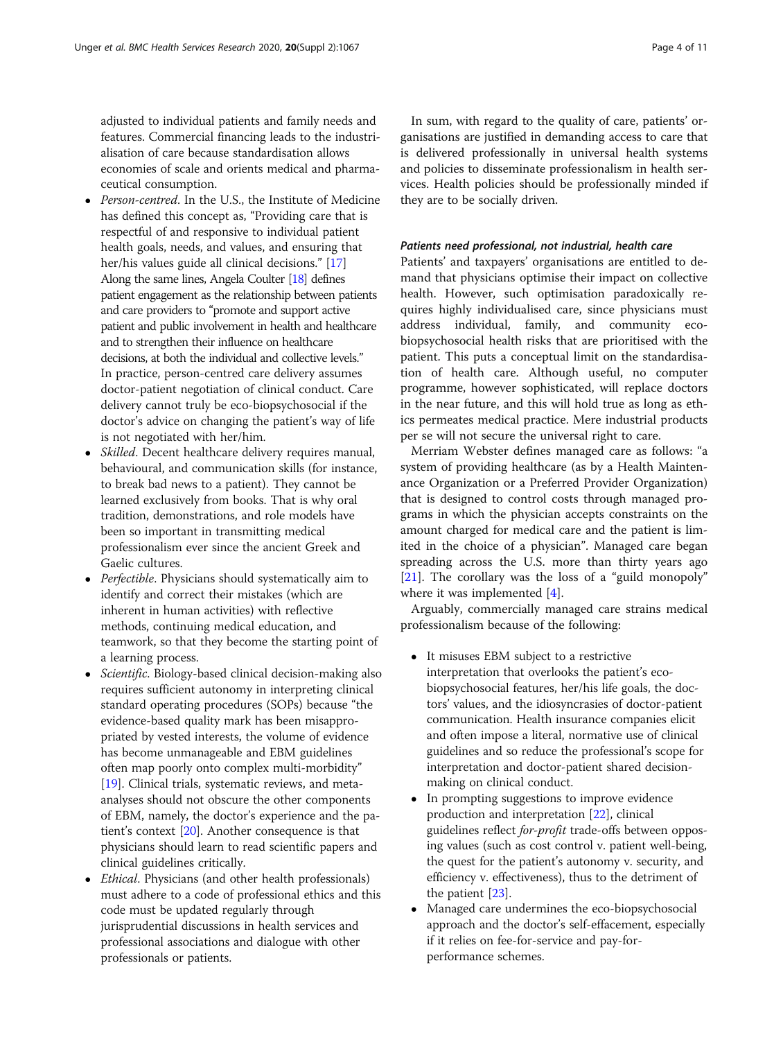adjusted to individual patients and family needs and features. Commercial financing leads to the industrialisation of care because standardisation allows economies of scale and orients medical and pharmaceutical consumption.

- *Person-centred*. In the U.S., the Institute of Medicine has defined this concept as, "Providing care that is respectful of and responsive to individual patient health goals, needs, and values, and ensuring that her/his values guide all clinical decisions." [17] Along the same lines, Angela Coulter [18] defines patient engagement as the relationship between patients and care providers to "promote and support active patient and public involvement in health and healthcare and to strengthen their influence on healthcare decisions, at both the individual and collective levels." In practice, person-centred care delivery assumes doctor-patient negotiation of clinical conduct. Care delivery cannot truly be eco-biopsychosocial if the doctor's advice on changing the patient's way of life is not negotiated with her/him.
- *Skilled*. Decent healthcare delivery requires manual, behavioural, and communication skills (for instance, to break bad news to a patient). They cannot be learned exclusively from books. That is why oral tradition, demonstrations, and role models have been so important in transmitting medical professionalism ever since the ancient Greek and Gaelic cultures.
- *Perfectible*. Physicians should systematically aim to identify and correct their mistakes (which are inherent in human activities) with reflective methods, continuing medical education, and teamwork, so that they become the starting point of a learning process.
- *Scientific*. Biology-based clinical decision-making also requires sufficient autonomy in interpreting clinical standard operating procedures (SOPs) because "the evidence-based quality mark has been misappropriated by vested interests, the volume of evidence has become unmanageable and EBM guidelines often map poorly onto complex multi-morbidity" [19]. Clinical trials, systematic reviews, and meta-analyses should not obscure the other components of EBM, namely, the doctor's experience and the patient's context [20]. Another consequence is that physicians should learn to read scientific papers and clinical guidelines critically.
- *Ethical*. Physicians (and other health professionals) must adhere to a code of professional ethics and this code must be updated regularly through jurisprudential discussions in health services and professional associations and dialogue with other professionals or patients.

In sum, with regard to the quality of care, patients' organisations are justified in demanding access to care that is delivered professionally in universal health systems and policies to disseminate professionalism in health services. Health policies should be professionally minded if they are to be socially driven.

#### *Patients need professional, not industrial, health care*

Patients' and taxpayers' organisations are entitled to demand that physicians optimise their impact on collective health. However, such optimisation paradoxically requires highly individualised care, since physicians must address individual, family, and community eco-biopsychosocial health risks that are prioritised with the patient. This puts a conceptual limit on the standardisation of health care. Although useful, no computer programme, however sophisticated, will replace doctors in the near future, and this will hold true as long as ethics permeates medical practice. Mere industrial products per se will not secure the universal right to care.

Merriam Webster defines managed care as follows: "a system of providing healthcare (as by a Health Maintenance Organization or a Preferred Provider Organization) that is designed to control costs through managed programs in which the physician accepts constraints on the amount charged for medical care and the patient is limited in the choice of a physician". Managed care began spreading across the U.S. more than thirty years ago [21]. The corollary was the loss of a "guild monopoly" where it was implemented [4].

Arguably, commercially managed care strains medical professionalism because of the following:

- It misuses EBM subject to a restrictive interpretation that overlooks the patient's eco-biopsychosocial features, her/his life goals, the doctors' values, and the idiosyncrasies of doctor-patient communication. Health insurance companies elicit and often impose a literal, normative use of clinical guidelines and so reduce the professional's scope for interpretation and doctor-patient shared decision-making on clinical conduct.
- In prompting suggestions to improve evidence production and interpretation [22], clinical guidelines reflect *for-profit* trade-offs between opposing values (such as cost control v. patient well-being, the quest for the patient's autonomy v. security, and efficiency v. effectiveness), thus to the detriment of the patient [23].
- Managed care undermines the eco-biopsychosocial approach and the doctor's self-effacement, especially if it relies on fee-for-service and pay-for-performance schemes.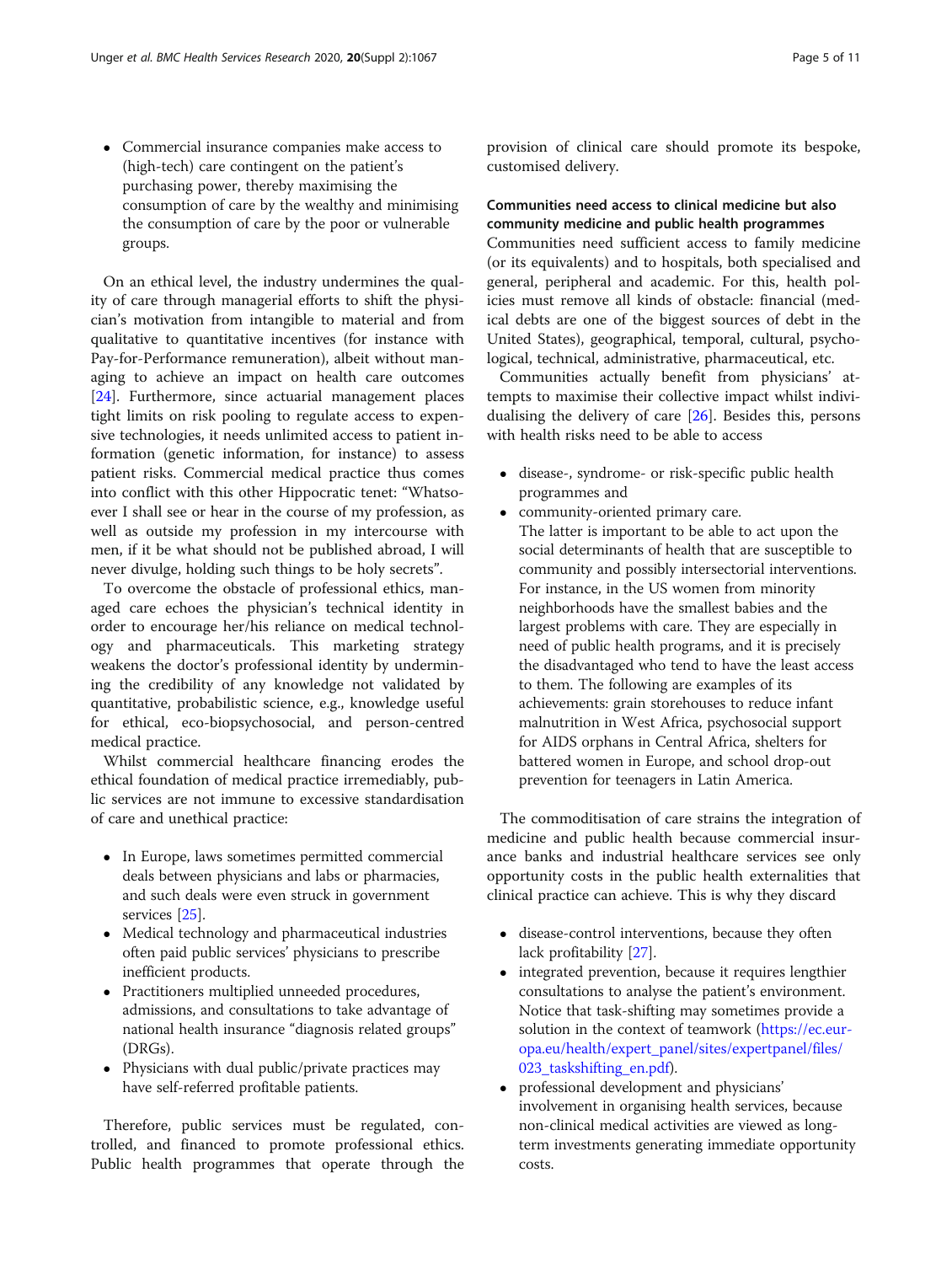- Commercial insurance companies make access to (high-tech) care contingent on the patient's purchasing power, thereby maximising the consumption of care by the wealthy and minimising the consumption of care by the poor or vulnerable groups.

On an ethical level, the industry undermines the quality of care through managerial efforts to shift the physician's motivation from intangible to material and from qualitative to quantitative incentives (for instance with Pay-for-Performance remuneration), albeit without managing to achieve an impact on health care outcomes [24]. Furthermore, since actuarial management places tight limits on risk pooling to regulate access to expensive technologies, it needs unlimited access to patient information (genetic information, for instance) to assess patient risks. Commercial medical practice thus comes into conflict with this other Hippocratic tenet: "Whatsoever I shall see or hear in the course of my profession, as well as outside my profession in my intercourse with men, if it be what should not be published abroad, I will never divulge, holding such things to be holy secrets".

To overcome the obstacle of professional ethics, managed care echoes the physician's technical identity in order to encourage her/his reliance on medical technology and pharmaceuticals. This marketing strategy weakens the doctor's professional identity by undermining the credibility of any knowledge not validated by quantitative, probabilistic science, e.g., knowledge useful for ethical, eco-biopsychosocial, and person-centred medical practice.

Whilst commercial healthcare financing erodes the ethical foundation of medical practice irremediably, public services are not immune to excessive standardisation of care and unethical practice:

- In Europe, laws sometimes permitted commercial deals between physicians and labs or pharmacies, and such deals were even struck in government services [25].
- Medical technology and pharmaceutical industries often paid public services' physicians to prescribe inefficient products.
- Practitioners multiplied unneeded procedures, admissions, and consultations to take advantage of national health insurance "diagnosis related groups" (DRGs).
- Physicians with dual public/private practices may have self-referred profitable patients.

Therefore, public services must be regulated, controlled, and financed to promote professional ethics. Public health programmes that operate through the provision of clinical care should promote its bespoke, customised delivery.

### Communities need access to clinical medicine but also community medicine and public health programmes

Communities need sufficient access to family medicine (or its equivalents) and to hospitals, both specialised and general, peripheral and academic. For this, health policies must remove all kinds of obstacle: financial (medical debts are one of the biggest sources of debt in the United States), geographical, temporal, cultural, psychological, technical, administrative, pharmaceutical, etc.

Communities actually benefit from physicians' attempts to maximise their collective impact whilst individualising the delivery of care [26]. Besides this, persons with health risks need to be able to access

- disease-, syndrome- or risk-specific public health programmes and
- community-oriented primary care.
  The latter is important to be able to act upon the social determinants of health that are susceptible to community and possibly intersectorial interventions. For instance, in the US women from minority neighborhoods have the smallest babies and the largest problems with care. They are especially in need of public health programs, and it is precisely the disadvantaged who tend to have the least access to them. The following are examples of its achievements: grain storehouses to reduce infant malnutrition in West Africa, psychosocial support for AIDS orphans in Central Africa, shelters for battered women in Europe, and school drop-out prevention for teenagers in Latin America.

The commoditisation of care strains the integration of medicine and public health because commercial insurance banks and industrial healthcare services see only opportunity costs in the public health externalities that clinical practice can achieve. This is why they discard

- disease-control interventions, because they often lack profitability [27].
- integrated prevention, because it requires lengthier consultations to analyse the patient's environment. Notice that task-shifting may sometimes provide a solution in the context of teamwork (https://ec.europa.eu/health/expert_panel/sites/expertpanel/files/023_taskshifting_en.pdf).
- professional development and physicians' involvement in organising health services, because non-clinical medical activities are viewed as long-term investments generating immediate opportunity costs.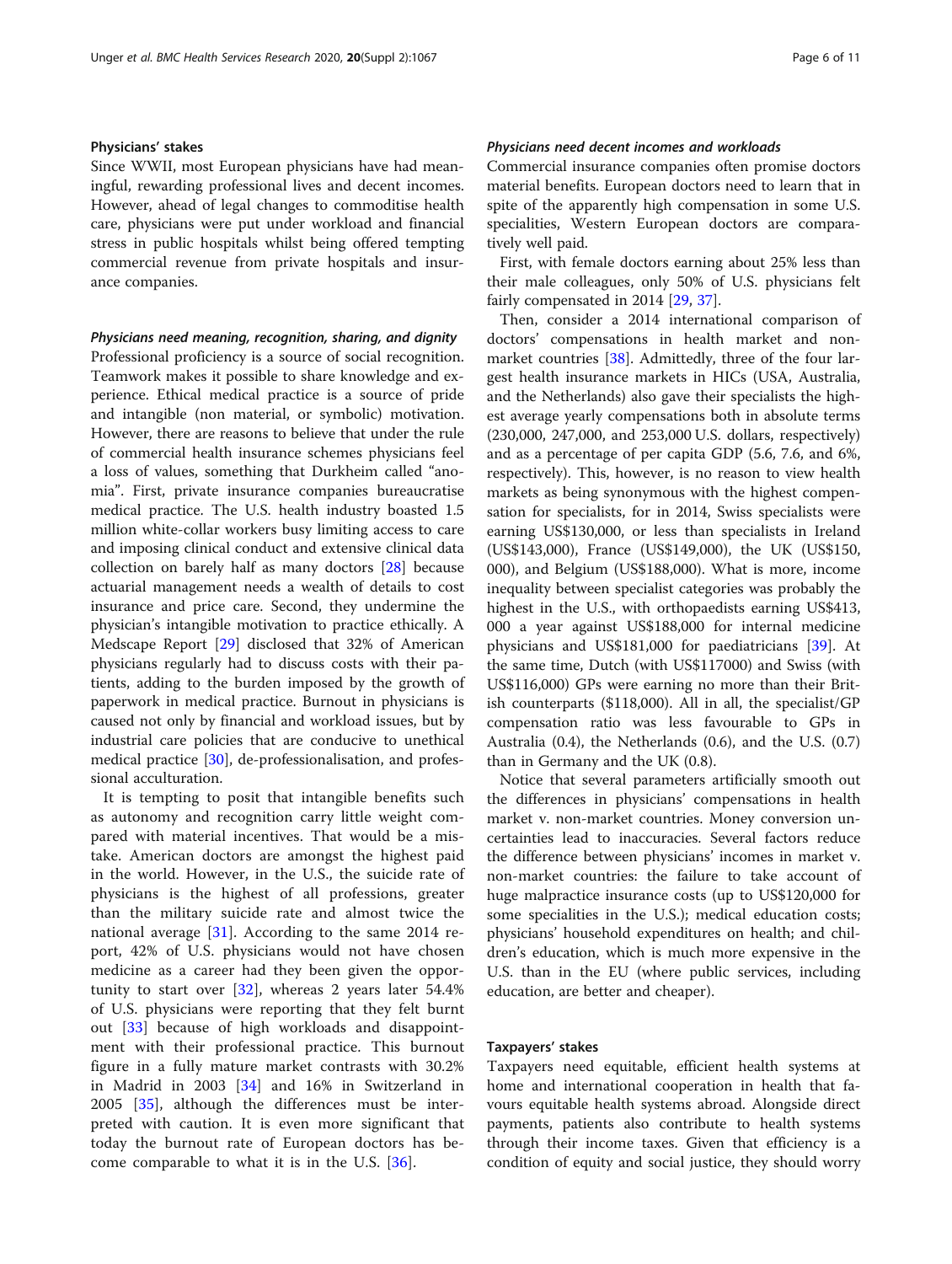### Physicians' stakes

Since WWII, most European physicians have had meaningful, rewarding professional lives and decent incomes. However, ahead of legal changes to commoditise health care, physicians were put under workload and financial stress in public hospitals whilst being offered tempting commercial revenue from private hospitals and insurance companies.

#### *Physicians need meaning, recognition, sharing, and dignity*

Professional proficiency is a source of social recognition. Teamwork makes it possible to share knowledge and experience. Ethical medical practice is a source of pride and intangible (non material, or symbolic) motivation. However, there are reasons to believe that under the rule of commercial health insurance schemes physicians feel a loss of values, something that Durkheim called "anomia". First, private insurance companies bureaucratise medical practice. The U.S. health industry boasted 1.5 million white-collar workers busy limiting access to care and imposing clinical conduct and extensive clinical data collection on barely half as many doctors [28] because actuarial management needs a wealth of details to cost insurance and price care. Second, they undermine the physician's intangible motivation to practice ethically. A Medscape Report [29] disclosed that 32% of American physicians regularly had to discuss costs with their patients, adding to the burden imposed by the growth of paperwork in medical practice. Burnout in physicians is caused not only by financial and workload issues, but by industrial care policies that are conducive to unethical medical practice [30], de-professionalisation, and professional acculturation.

It is tempting to posit that intangible benefits such as autonomy and recognition carry little weight compared with material incentives. That would be a mistake. American doctors are amongst the highest paid in the world. However, in the U.S., the suicide rate of physicians is the highest of all professions, greater than the military suicide rate and almost twice the national average [31]. According to the same 2014 report, 42% of U.S. physicians would not have chosen medicine as a career had they been given the opportunity to start over [32], whereas 2 years later 54.4% of U.S. physicians were reporting that they felt burnt out [33] because of high workloads and disappointment with their professional practice. This burnout figure in a fully mature market contrasts with 30.2% in Madrid in 2003 [34] and 16% in Switzerland in 2005 [35], although the differences must be interpreted with caution. It is even more significant that today the burnout rate of European doctors has become comparable to what it is in the U.S. [36].

#### *Physicians need decent incomes and workloads*

Commercial insurance companies often promise doctors material benefits. European doctors need to learn that in spite of the apparently high compensation in some U.S. specialities, Western European doctors are comparatively well paid.

First, with female doctors earning about 25% less than their male colleagues, only 50% of U.S. physicians felt fairly compensated in 2014 [29, 37].

Then, consider a 2014 international comparison of doctors' compensations in health market and non-market countries [38]. Admittedly, three of the four largest health insurance markets in HICs (USA, Australia, and the Netherlands) also gave their specialists the highest average yearly compensations both in absolute terms (230,000, 247,000, and 253,000 U.S. dollars, respectively) and as a percentage of per capita GDP (5.6, 7.6, and 6%, respectively). This, however, is no reason to view health markets as being synonymous with the highest compensation for specialists, for in 2014, Swiss specialists were earning US$130,000, or less than specialists in Ireland (US$143,000), France (US$149,000), the UK (US$150,000), and Belgium (US$188,000). What is more, income inequality between specialist categories was probably the highest in the U.S., with orthopaedists earning US$413,000 a year against US$188,000 for internal medicine physicians and US$181,000 for paediatricians [39]. At the same time, Dutch (with US$117000) and Swiss (with US$116,000) GPs were earning no more than their British counterparts ($118,000). All in all, the specialist/GP compensation ratio was less favourable to GPs in Australia (0.4), the Netherlands (0.6), and the U.S. (0.7) than in Germany and the UK (0.8).

Notice that several parameters artificially smooth out the differences in physicians' compensations in health market v. non-market countries. Money conversion uncertainties lead to inaccuracies. Several factors reduce the difference between physicians' incomes in market v. non-market countries: the failure to take account of huge malpractice insurance costs (up to US$120,000 for some specialities in the U.S.); medical education costs; physicians' household expenditures on health; and children's education, which is much more expensive in the U.S. than in the EU (where public services, including education, are better and cheaper).

### Taxpayers' stakes

Taxpayers need equitable, efficient health systems at home and international cooperation in health that favours equitable health systems abroad. Alongside direct payments, patients also contribute to health systems through their income taxes. Given that efficiency is a condition of equity and social justice, they should worry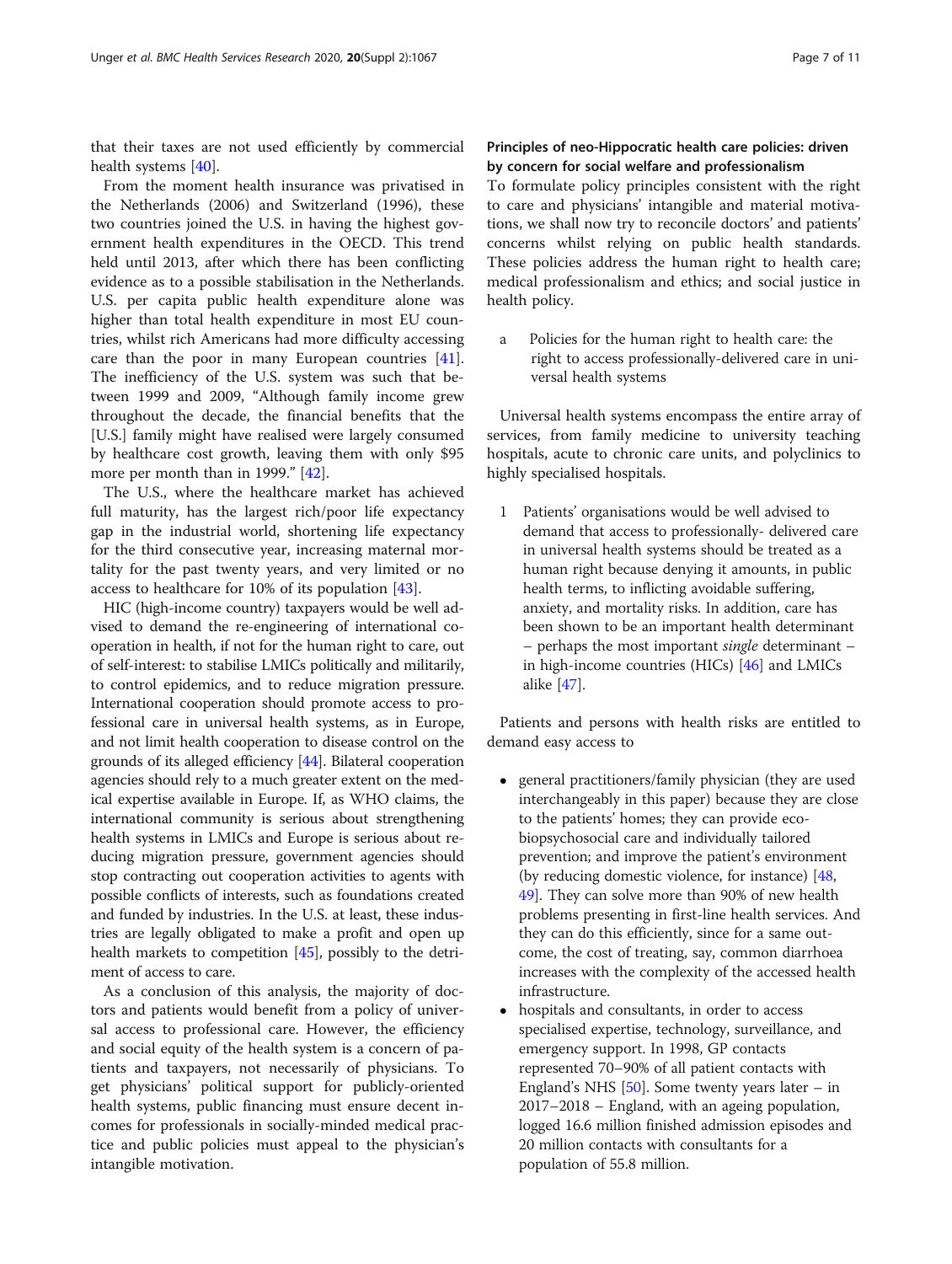that their taxes are not used efficiently by commercial health systems [40].

From the moment health insurance was privatised in the Netherlands (2006) and Switzerland (1996), these two countries joined the U.S. in having the highest government health expenditures in the OECD. This trend held until 2013, after which there has been conflicting evidence as to a possible stabilisation in the Netherlands. U.S. per capita public health expenditure alone was higher than total health expenditure in most EU countries, whilst rich Americans had more difficulty accessing care than the poor in many European countries [41]. The inefficiency of the U.S. system was such that between 1999 and 2009, "Although family income grew throughout the decade, the financial benefits that the [U.S.] family might have realised were largely consumed by healthcare cost growth, leaving them with only $95 more per month than in 1999." [42].

The U.S., where the healthcare market has achieved full maturity, has the largest rich/poor life expectancy gap in the industrial world, shortening life expectancy for the third consecutive year, increasing maternal mortality for the past twenty years, and very limited or no access to healthcare for 10% of its population [43].

HIC (high-income country) taxpayers would be well advised to demand the re-engineering of international cooperation in health, if not for the human right to care, out of self-interest: to stabilise LMICs politically and militarily, to control epidemics, and to reduce migration pressure. International cooperation should promote access to professional care in universal health systems, as in Europe, and not limit health cooperation to disease control on the grounds of its alleged efficiency [44]. Bilateral cooperation agencies should rely to a much greater extent on the medical expertise available in Europe. If, as WHO claims, the international community is serious about strengthening health systems in LMICs and Europe is serious about reducing migration pressure, government agencies should stop contracting out cooperation activities to agents with possible conflicts of interests, such as foundations created and funded by industries. In the U.S. at least, these industries are legally obligated to make a profit and open up health markets to competition [45], possibly to the detriment of access to care.

As a conclusion of this analysis, the majority of doctors and patients would benefit from a policy of universal access to professional care. However, the efficiency and social equity of the health system is a concern of patients and taxpayers, not necessarily of physicians. To get physicians' political support for publicly-oriented health systems, public financing must ensure decent incomes for professionals in socially-minded medical practice and public policies must appeal to the physician's intangible motivation.

## Principles of neo-Hippocratic health care policies: driven by concern for social welfare and professionalism

To formulate policy principles consistent with the right to care and physicians' intangible and material motivations, we shall now try to reconcile doctors' and patients' concerns whilst relying on public health standards. These policies address the human right to health care; medical professionalism and ethics; and social justice in health policy.

a. Policies for the human right to health care: the right to access professionally-delivered care in universal health systems

Universal health systems encompass the entire array of services, from family medicine to university teaching hospitals, acute to chronic care units, and polyclinics to highly specialised hospitals.

1. Patients' organisations would be well advised to demand that access to professionally- delivered care in universal health systems should be treated as a human right because denying it amounts, in public health terms, to inflicting avoidable suffering, anxiety, and mortality risks. In addition, care has been shown to be an important health determinant – perhaps the most important *single* determinant – in high-income countries (HICs) [46] and LMICs alike [47].

Patients and persons with health risks are entitled to demand easy access to

- general practitioners/family physician (they are used interchangeably in this paper) because they are close to the patients' homes; they can provide eco-biopsychosocial care and individually tailored prevention; and improve the patient's environment (by reducing domestic violence, for instance) [48, 49]. They can solve more than 90% of new health problems presenting in first-line health services. And they can do this efficiently, since for a same outcome, the cost of treating, say, common diarrhoea increases with the complexity of the accessed health infrastructure.
- hospitals and consultants, in order to access specialised expertise, technology, surveillance, and emergency support. In 1998, GP contacts represented 70–90% of all patient contacts with England's NHS [50]. Some twenty years later – in 2017–2018 – England, with an ageing population, logged 16.6 million finished admission episodes and 20 million contacts with consultants for a population of 55.8 million.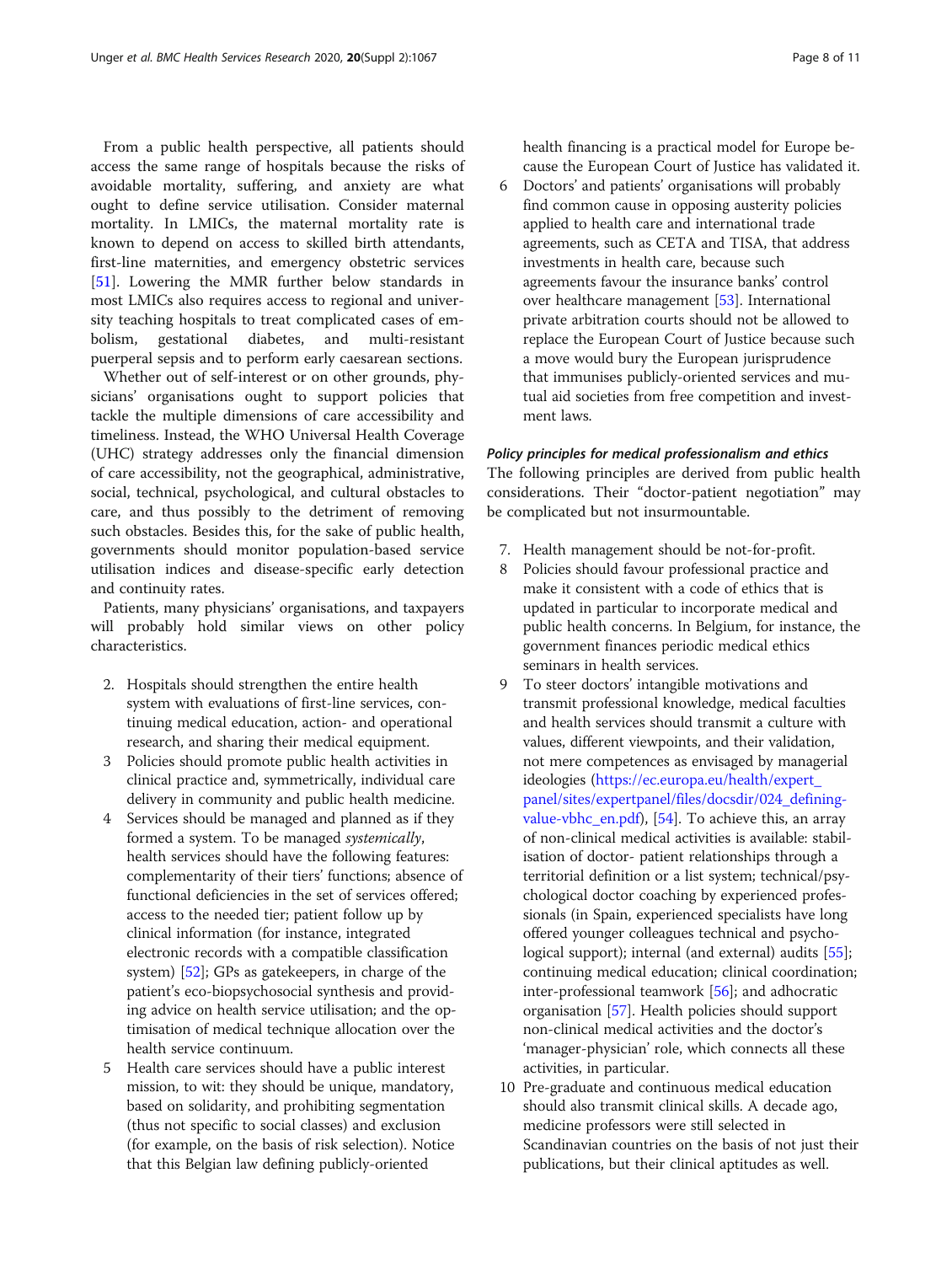From a public health perspective, all patients should access the same range of hospitals because the risks of avoidable mortality, suffering, and anxiety are what ought to define service utilisation. Consider maternal mortality. In LMICs, the maternal mortality rate is known to depend on access to skilled birth attendants, first-line maternities, and emergency obstetric services [51]. Lowering the MMR further below standards in most LMICs also requires access to regional and university teaching hospitals to treat complicated cases of embolism, gestational diabetes, and multi-resistant puerperal sepsis and to perform early caesarean sections.

Whether out of self-interest or on other grounds, physicians' organisations ought to support policies that tackle the multiple dimensions of care accessibility and timeliness. Instead, the WHO Universal Health Coverage (UHC) strategy addresses only the financial dimension of care accessibility, not the geographical, administrative, social, technical, psychological, and cultural obstacles to care, and thus possibly to the detriment of removing such obstacles. Besides this, for the sake of public health, governments should monitor population-based service utilisation indices and disease-specific early detection and continuity rates.

Patients, many physicians' organisations, and taxpayers will probably hold similar views on other policy characteristics.

2. Hospitals should strengthen the entire health system with evaluations of first-line services, continuing medical education, action- and operational research, and sharing their medical equipment.
3. Policies should promote public health activities in clinical practice and, symmetrically, individual care delivery in community and public health medicine.
4. Services should be managed and planned as if they formed a system. To be managed *systemically*, health services should have the following features: complementarity of their tiers' functions; absence of functional deficiencies in the set of services offered; access to the needed tier; patient follow up by clinical information (for instance, integrated electronic records with a compatible classification system) [52]; GPs as gatekeepers, in charge of the patient's eco-biopsychosocial synthesis and providing advice on health service utilisation; and the optimisation of medical technique allocation over the health service continuum.
5. Health care services should have a public interest mission, to wit: they should be unique, mandatory, based on solidarity, and prohibiting segmentation (thus not specific to social classes) and exclusion (for example, on the basis of risk selection). Notice that this Belgian law defining publicly-oriented health financing is a practical model for Europe because the European Court of Justice has validated it.
6. Doctors' and patients' organisations will probably find common cause in opposing austerity policies applied to health care and international trade agreements, such as CETA and TISA, that address investments in health care, because such agreements favour the insurance banks' control over healthcare management [53]. International private arbitration courts should not be allowed to replace the European Court of Justice because such a move would bury the European jurisprudence that immunises publicly-oriented services and mutual aid societies from free competition and investment laws.

#### *Policy principles for medical professionalism and ethics*

The following principles are derived from public health considerations. Their "doctor-patient negotiation" may be complicated but not insurmountable.

7. Health management should be not-for-profit.
8. Policies should favour professional practice and make it consistent with a code of ethics that is updated in particular to incorporate medical and public health concerns. In Belgium, for instance, the government finances periodic medical ethics seminars in health services.
9. To steer doctors' intangible motivations and transmit professional knowledge, medical faculties and health services should transmit a culture with values, different viewpoints, and their validation, not mere competences as envisaged by managerial ideologies (https://ec.europa.eu/health/expert_panel/sites/expertpanel/files/docsdir/024_defining-value-vbhc_en.pdf), [54]. To achieve this, an array of non-clinical medical activities is available: stabilisation of doctor- patient relationships through a territorial definition or a list system; technical/psychological doctor coaching by experienced professionals (in Spain, experienced specialists have long offered younger colleagues technical and psychological support); internal (and external) audits [55]; continuing medical education; clinical coordination; inter-professional teamwork [56]; and adhocratic organisation [57]. Health policies should support non-clinical medical activities and the doctor's 'manager-physician' role, which connects all these activities, in particular.
10. Pre-graduate and continuous medical education should also transmit clinical skills. A decade ago, medicine professors were still selected in Scandinavian countries on the basis of not just their publications, but their clinical aptitudes as well.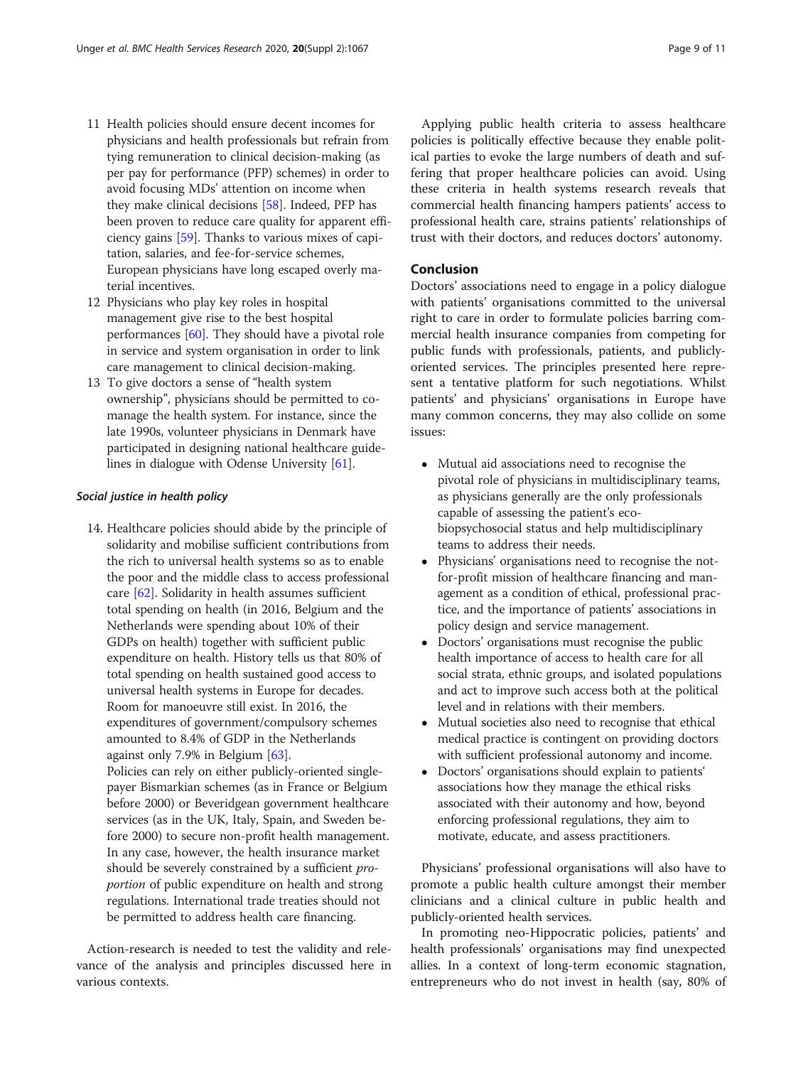11. Health policies should ensure decent incomes for physicians and health professionals but refrain from tying remuneration to clinical decision-making (as per pay for performance (PFP) schemes) in order to avoid focusing MDs' attention on income when they make clinical decisions [58]. Indeed, PFP has been proven to reduce care quality for apparent efficiency gains [59]. Thanks to various mixes of capitation, salaries, and fee-for-service schemes, European physicians have long escaped overly material incentives.
12. Physicians who play key roles in hospital management give rise to the best hospital performances [60]. They should have a pivotal role in service and system organisation in order to link care management to clinical decision-making.
13. To give doctors a sense of "health system ownership", physicians should be permitted to co-manage the health system. For instance, since the late 1990s, volunteer physicians in Denmark have participated in designing national healthcare guidelines in dialogue with Odense University [61].

#### *Social justice in health policy*

14. Healthcare policies should abide by the principle of solidarity and mobilise sufficient contributions from the rich to universal health systems so as to enable the poor and the middle class to access professional care [62]. Solidarity in health assumes sufficient total spending on health (in 2016, Belgium and the Netherlands were spending about 10% of their GDPs on health) together with sufficient public expenditure on health. History tells us that 80% of total spending on health sustained good access to universal health systems in Europe for decades. Room for manoeuvre still exist. In 2016, the expenditures of government/compulsory schemes amounted to 8.4% of GDP in the Netherlands against only 7.9% in Belgium [63].
    Policies can rely on either publicly-oriented single-payer Bismarkian schemes (as in France or Belgium before 2000) or Beveridgean government healthcare services (as in the UK, Italy, Spain, and Sweden before 2000) to secure non-profit health management. In any case, however, the health insurance market should be severely constrained by a sufficient *proportion* of public expenditure on health and strong regulations. International trade treaties should not be permitted to address health care financing.

Action-research is needed to test the validity and relevance of the analysis and principles discussed here in various contexts.

Applying public health criteria to assess healthcare policies is politically effective because they enable political parties to evoke the large numbers of death and suffering that proper healthcare policies can avoid. Using these criteria in health systems research reveals that commercial health financing hampers patients' access to professional health care, strains patients' relationships of trust with their doctors, and reduces doctors' autonomy.

## Conclusion

Doctors' associations need to engage in a policy dialogue with patients' organisations committed to the universal right to care in order to formulate policies barring commercial health insurance companies from competing for public funds with professionals, patients, and publicly-oriented services. The principles presented here represent a tentative platform for such negotiations. Whilst patients' and physicians' organisations in Europe have many common concerns, they may also collide on some issues:

- Mutual aid associations need to recognise the pivotal role of physicians in multidisciplinary teams, as physicians generally are the only professionals capable of assessing the patient's eco-biopsychosocial status and help multidisciplinary teams to address their needs.
- Physicians' organisations need to recognise the not-for-profit mission of healthcare financing and management as a condition of ethical, professional practice, and the importance of patients' associations in policy design and service management.
- Doctors' organisations must recognise the public health importance of access to health care for all social strata, ethnic groups, and isolated populations and act to improve such access both at the political level and in relations with their members.
- Mutual societies also need to recognise that ethical medical practice is contingent on providing doctors with sufficient professional autonomy and income.
- Doctors' organisations should explain to patients' associations how they manage the ethical risks associated with their autonomy and how, beyond enforcing professional regulations, they aim to motivate, educate, and assess practitioners.

Physicians' professional organisations will also have to promote a public health culture amongst their member clinicians and a clinical culture in public health and publicly-oriented health services.

In promoting neo-Hippocratic policies, patients' and health professionals' organisations may find unexpected allies. In a context of long-term economic stagnation, entrepreneurs who do not invest in health (say, 80% of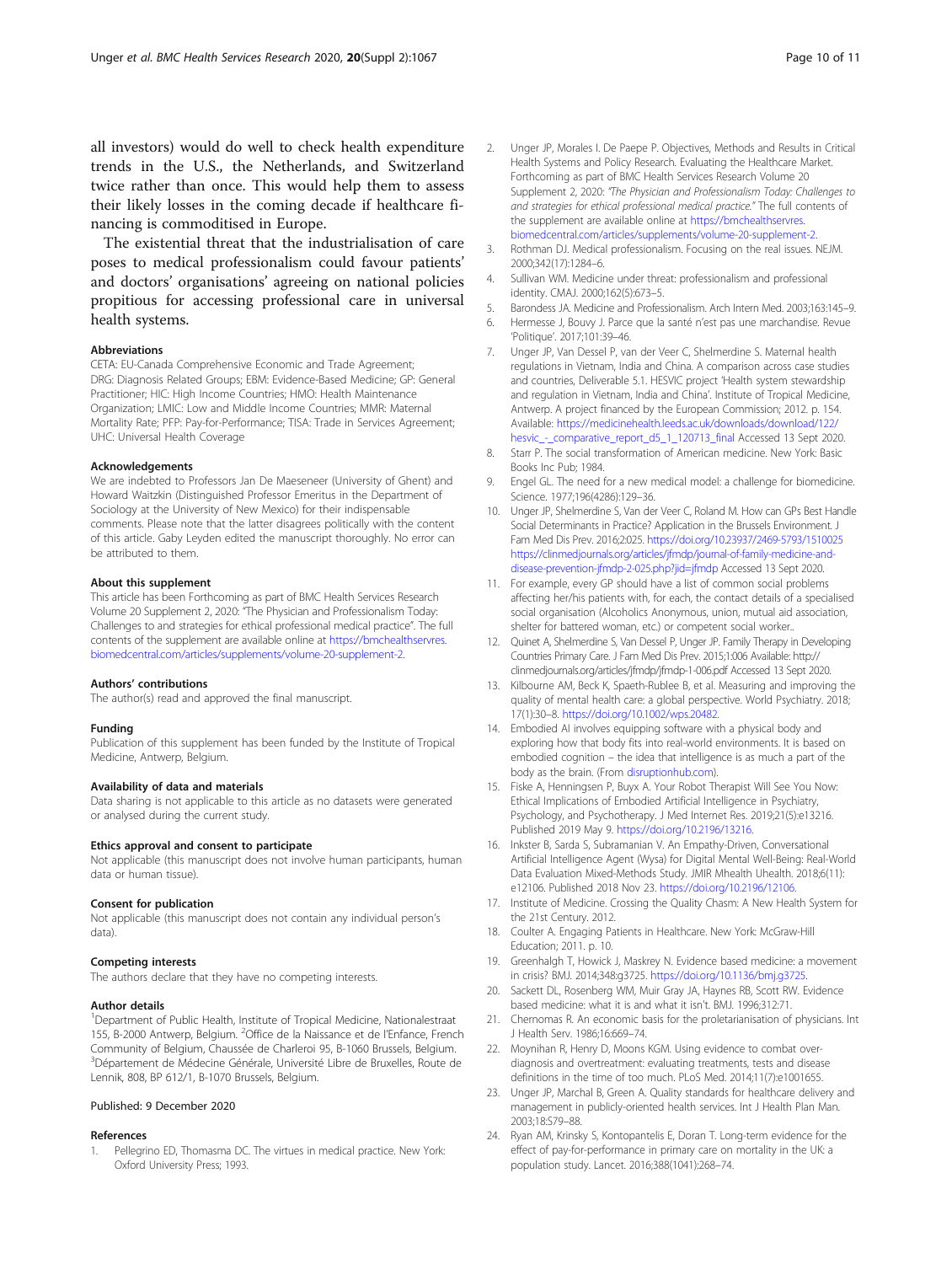all investors) would do well to check health expenditure trends in the U.S., the Netherlands, and Switzerland twice rather than once. This would help them to assess their likely losses in the coming decade if healthcare financing is commoditised in Europe.

The existential threat that the industrialisation of care poses to medical professionalism could favour patients' and doctors' organisations' agreeing on national policies propitious for accessing professional care in universal health systems.

#### Abbreviations

CETA: EU-Canada Comprehensive Economic and Trade Agreement; DRG: Diagnosis Related Groups; EBM: Evidence-Based Medicine; GP: General Practitioner; HIC: High Income Countries; HMO: Health Maintenance Organization; LMIC: Low and Middle Income Countries; MMR: Maternal Mortality Rate; PFP: Pay-for-Performance; TISA: Trade in Services Agreement; UHC: Universal Health Coverage

#### Acknowledgements

We are indebted to Professors Jan De Maeseneer (University of Ghent) and Howard Waitzkin (Distinguished Professor Emeritus in the Department of Sociology at the University of New Mexico) for their indispensable comments. Please note that the latter disagrees politically with the content of this article. Gaby Leyden edited the manuscript thoroughly. No error can be attributed to them.

#### About this supplement

This article has been Forthcoming as part of BMC Health Services Research Volume 20 Supplement 2, 2020: "The Physician and Professionalism Today: Challenges to and strategies for ethical professional medical practice". The full contents of the supplement are available online at https://bmchealthservres.biomedcentral.com/articles/supplements/volume-20-supplement-2.

#### Authors' contributions

The author(s) read and approved the final manuscript.

#### Funding

Publication of this supplement has been funded by the Institute of Tropical Medicine, Antwerp, Belgium.

#### Availability of data and materials

Data sharing is not applicable to this article as no datasets were generated or analysed during the current study.

#### Ethics approval and consent to participate

Not applicable (this manuscript does not involve human participants, human data or human tissue).

#### Consent for publication

Not applicable (this manuscript does not contain any individual person's data).

#### Competing interests

The authors declare that they have no competing interests.

#### Author details

[1]Department of Public Health, Institute of Tropical Medicine, Nationalestraat 155, B-2000 Antwerp, Belgium. [2]Office de la Naissance et de l'Enfance, French Community of Belgium, Chaussée de Charleroi 95, B-1060 Brussels, Belgium. [3]Département de Médecine Générale, Université Libre de Bruxelles, Route de Lennik, 808, BP 612/1, B-1070 Brussels, Belgium.

Published: 9 December 2020

#### References

1. Pellegrino ED, Thomasma DC. The virtues in medical practice. New York: Oxford University Press; 1993.
2. Unger JP, Morales I. De Paepe P. Objectives, Methods and Results in Critical Health Systems and Policy Research. Evaluating the Healthcare Market. Forthcoming as part of BMC Health Services Research Volume 20 Supplement 2, 2020: *"The Physician and Professionalism Today: Challenges to and strategies for ethical professional medical practice."* The full contents of the supplement are available online at https://bmchealthservres.biomedcentral.com/articles/supplements/volume-20-supplement-2.
3. Rothman DJ. Medical professionalism. Focusing on the real issues. NEJM. 2000;342(17):1284–6.
4. Sullivan WM. Medicine under threat: professionalism and professional identity. CMAJ. 2000;162(5):673–5.
5. Barondess JA. Medicine and Professionalism. Arch Intern Med. 2003;163:145–9.
6. Hermesse J, Bouvy J. Parce que la santé n'est pas une marchandise. Revue 'Politique'. 2017;101:39–46.
7. Unger JP, Van Dessel P, van der Veer C, Shelmerdine S. Maternal health regulations in Vietnam, India and China. A comparison across case studies and countries, Deliverable 5.1. HESVIC project 'Health system stewardship and regulation in Vietnam, India and China'. Institute of Tropical Medicine, Antwerp. A project financed by the European Commission; 2012. p. 154. Available: https://medicinehealth.leeds.ac.uk/downloads/download/122/hesvic_-_comparative_report_d5_1_120713_final Accessed 13 Sept 2020.
8. Starr P. The social transformation of American medicine. New York: Basic Books Inc Pub; 1984.
9. Engel GL. The need for a new medical model: a challenge for biomedicine. Science. 1977;196(4286):129–36.
10. Unger JP, Shelmerdine S, Van der Veer C, Roland M. How can GPs Best Handle Social Determinants in Practice? Application in the Brussels Environment. J Fam Med Dis Prev. 2016;2:025. https://doi.org/10.23937/2469-5793/1510025 https://clinmedjournals.org/articles/jfmdp/journal-of-family-medicine-and-disease-prevention-jfmdp-2-025.php?jid=jfmdp Accessed 13 Sept 2020.
11. For example, every GP should have a list of common social problems affecting her/his patients with, for each, the contact details of a specialised social organisation (Alcoholics Anonymous, union, mutual aid association, shelter for battered woman, etc.) or competent social worker..
12. Quinet A, Shelmerdine S, Van Dessel P, Unger JP. Family Therapy in Developing Countries Primary Care. J Fam Med Dis Prev. 2015;1:006 Available: http://clinmedjournals.org/articles/jfmdp/jfmdp-1-006.pdf Accessed 13 Sept 2020.
13. Kilbourne AM, Beck K, Spaeth-Rublee B, et al. Measuring and improving the quality of mental health care: a global perspective. World Psychiatry. 2018;17(1):30–8. https://doi.org/10.1002/wps.20482.
14. Embodied AI involves equipping software with a physical body and exploring how that body fits into real-world environments. It is based on embodied cognition – the idea that intelligence is as much a part of the body as the brain. (From disruptionhub.com).
15. Fiske A, Henningsen P, Buyx A. Your Robot Therapist Will See You Now: Ethical Implications of Embodied Artificial Intelligence in Psychiatry, Psychology, and Psychotherapy. J Med Internet Res. 2019;21(5):e13216. Published 2019 May 9. https://doi.org/10.2196/13216.
16. Inkster B, Sarda S, Subramanian V. An Empathy-Driven, Conversational Artificial Intelligence Agent (Wysa) for Digital Mental Well-Being: Real-World Data Evaluation Mixed-Methods Study. JMIR Mhealth Uhealth. 2018;6(11):e12106. Published 2018 Nov 23. https://doi.org/10.2196/12106.
17. Institute of Medicine. Crossing the Quality Chasm: A New Health System for the 21st Century. 2012.
18. Coulter A. Engaging Patients in Healthcare. New York: McGraw-Hill Education; 2011. p. 10.
19. Greenhalgh T, Howick J, Maskrey N. Evidence based medicine: a movement in crisis? BMJ. 2014;348:g3725. https://doi.org/10.1136/bmj.g3725.
20. Sackett DL, Rosenberg WM, Muir Gray JA, Haynes RB, Scott RW. Evidence based medicine: what it is and what it isn't. BMJ. 1996;312:71.
21. Chernomas R. An economic basis for the proletarianisation of physicians. Int J Health Serv. 1986;16:669–74.
22. Moynihan R, Henry D, Moons KGM. Using evidence to combat overdiagnosis and overtreatment: evaluating treatments, tests and disease definitions in the time of too much. PLoS Med. 2014;11(7):e1001655.
23. Unger JP, Marchal B, Green A. Quality standards for healthcare delivery and management in publicly-oriented health services. Int J Health Plan Man. 2003;18:S79–88.
24. Ryan AM, Krinsky S, Kontopantelis E, Doran T. Long-term evidence for the effect of pay-for-performance in primary care on mortality in the UK: a population study. Lancet. 2016;388(1041):268–74.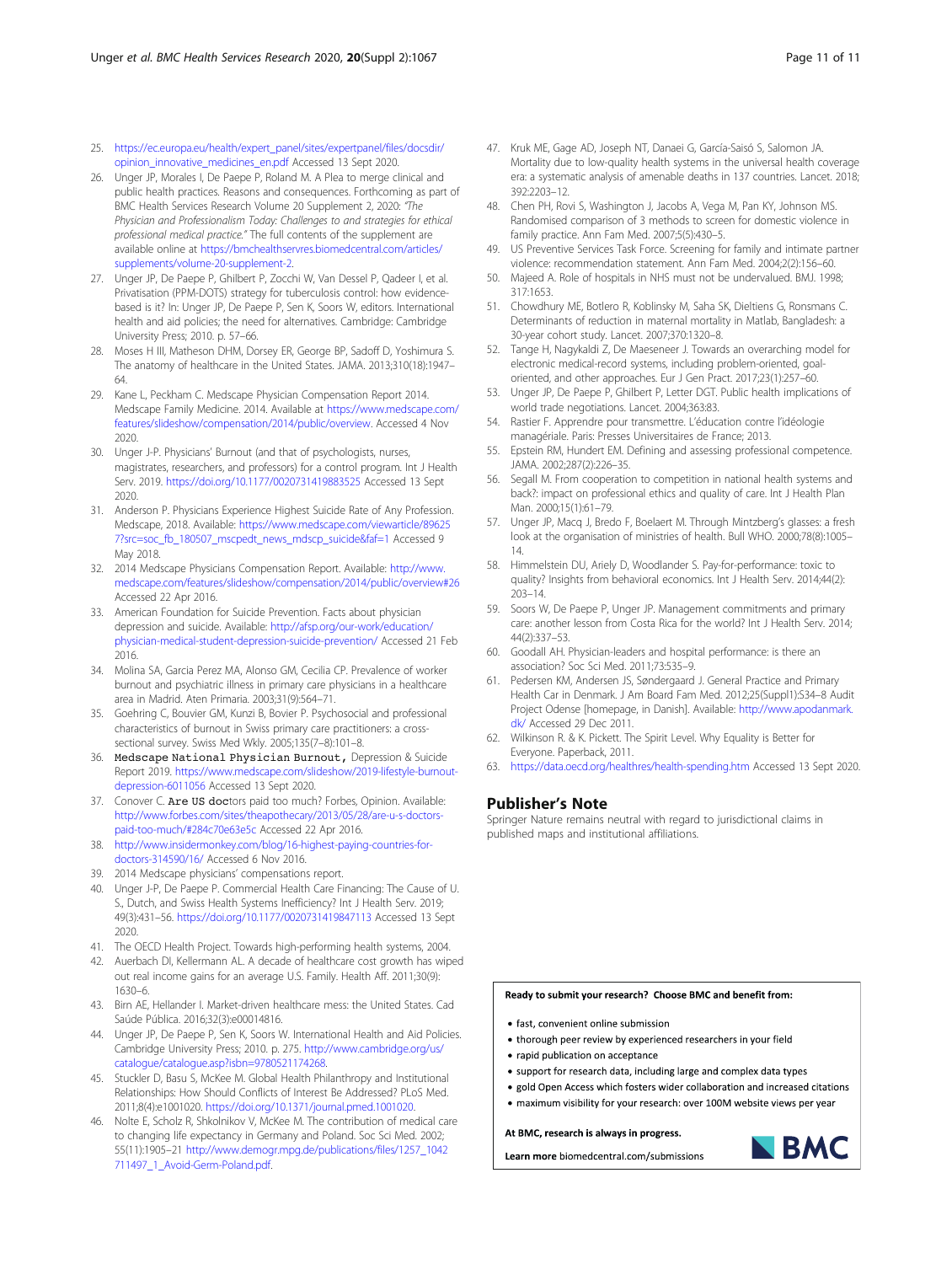25. https://ec.europa.eu/health/expert_panel/sites/expertpanel/files/docsdir/opinion_innovative_medicines_en.pdf Accessed 13 Sept 2020.
26. Unger JP, Morales I, De Paepe P, Roland M. A Plea to merge clinical and public health practices. Reasons and consequences. Forthcoming as part of BMC Health Services Research Volume 20 Supplement 2, 2020: *"The Physician and Professionalism Today: Challenges to and strategies for ethical professional medical practice."* The full contents of the supplement are available online at https://bmchealthservres.biomedcentral.com/articles/supplements/volume-20-supplement-2.
27. Unger JP, De Paepe P, Ghilbert P, Zocchi W, Van Dessel P, Qadeer I, et al. Privatisation (PPM-DOTS) strategy for tuberculosis control: how evidence-based is it? In: Unger JP, De Paepe P, Sen K, Soors W, editors. International health and aid policies; the need for alternatives. Cambridge: Cambridge University Press; 2010. p. 57–66.
28. Moses H III, Matheson DHM, Dorsey ER, George BP, Sadoff D, Yoshimura S. The anatomy of healthcare in the United States. JAMA. 2013;310(18):1947–64.
29. Kane L, Peckham C. Medscape Physician Compensation Report 2014. Medscape Family Medicine. 2014. Available at https://www.medscape.com/features/slideshow/compensation/2014/public/overview. Accessed 4 Nov 2020.
30. Unger J-P. Physicians' Burnout (and that of psychologists, nurses, magistrates, researchers, and professors) for a control program. Int J Health Serv. 2019. https://doi.org/10.1177/0020731419883525 Accessed 13 Sept 2020.
31. Anderson P. Physicians Experience Highest Suicide Rate of Any Profession. Medscape, 2018. Available: https://www.medscape.com/viewarticle/896257?src=soc_fb_180507_mscpedt_news_mdscp_suicide&faf=1 Accessed 9 May 2018.
32. 2014 Medscape Physicians Compensation Report. Available: http://www.medscape.com/features/slideshow/compensation/2014/public/overview#26 Accessed 22 Apr 2016.
33. American Foundation for Suicide Prevention. Facts about physician depression and suicide. Available: http://afsp.org/our-work/education/physician-medical-student-depression-suicide-prevention/ Accessed 21 Feb 2016.
34. Molina SA, Garcia Perez MA, Alonso GM, Cecilia CP. Prevalence of worker burnout and psychiatric illness in primary care physicians in a healthcare area in Madrid. Aten Primaria. 2003;31(9):564–71.
35. Goehring C, Bouvier GM, Kunzi B, Bovier P. Psychosocial and professional characteristics of burnout in Swiss primary care practitioners: a cross-sectional survey. Swiss Med Wkly. 2005;135(7–8):101–8.
36. Medscape National Physician Burnout, Depression & Suicide Report 2019. https://www.medscape.com/slideshow/2019-lifestyle-burnout-depression-6011056 Accessed 13 Sept 2020.
37. Conover C. Are US doctors paid too much? Forbes, Opinion. Available: http://www.forbes.com/sites/theapothecary/2013/05/28/are-u-s-doctors-paid-too-much/#284c70e63e5c Accessed 22 Apr 2016.
38. http://www.insidermonkey.com/blog/16-highest-paying-countries-for-doctors-314590/16/ Accessed 6 Nov 2016.
39. 2014 Medscape physicians' compensations report.
40. Unger J-P, De Paepe P. Commercial Health Care Financing: The Cause of U.S., Dutch, and Swiss Health Systems Inefficiency? Int J Health Serv. 2019; 49(3):431–56. https://doi.org/10.1177/0020731419847113 Accessed 13 Sept 2020.
41. The OECD Health Project. Towards high-performing health systems, 2004.
42. Auerbach DI, Kellermann AL. A decade of healthcare cost growth has wiped out real income gains for an average U.S. Family. Health Aff. 2011;30(9):1630–6.
43. Birn AE, Hellander I. Market-driven healthcare mess: the United States. Cad Saúde Pública. 2016;32(3):e00014816.
44. Unger JP, De Paepe P, Sen K, Soors W. International Health and Aid Policies. Cambridge University Press; 2010. p. 275. http://www.cambridge.org/us/catalogue/catalogue.asp?isbn=9780521174268.
45. Stuckler D, Basu S, McKee M. Global Health Philanthropy and Institutional Relationships: How Should Conflicts of Interest Be Addressed? PLoS Med. 2011;8(4):e1001020. https://doi.org/10.1371/journal.pmed.1001020.
46. Nolte E, Scholz R, Shkolnikov V, McKee M. The contribution of medical care to changing life expectancy in Germany and Poland. Soc Sci Med. 2002; 55(11):1905–21 http://www.demogr.mpg.de/publications/files/1257_1042711497_1_Avoid-Germ-Poland.pdf.
47. Kruk ME, Gage AD, Joseph NT, Danaei G, García-Saisó S, Salomon JA. Mortality due to low-quality health systems in the universal health coverage era: a systematic analysis of amenable deaths in 137 countries. Lancet. 2018; 392:2203–12.
48. Chen PH, Rovi S, Washington J, Jacobs A, Vega M, Pan KY, Johnson MS. Randomised comparison of 3 methods to screen for domestic violence in family practice. Ann Fam Med. 2007;5(5):430–5.
49. US Preventive Services Task Force. Screening for family and intimate partner violence: recommendation statement. Ann Fam Med. 2004;2(2):156–60.
50. Majeed A. Role of hospitals in NHS must not be undervalued. BMJ. 1998; 317:1653.
51. Chowdhury ME, Botlero R, Koblinsky M, Saha SK, Dieltiens G, Ronsmans C. Determinants of reduction in maternal mortality in Matlab, Bangladesh: a 30-year cohort study. Lancet. 2007;370:1320–8.
52. Tange H, Nagykaldi Z, De Maeseneer J. Towards an overarching model for electronic medical-record systems, including problem-oriented, goal-oriented, and other approaches. Eur J Gen Pract. 2017;23(1):257–60.
53. Unger JP, De Paepe P, Ghilbert P, Letter DGT. Public health implications of world trade negotiations. Lancet. 2004;363:83.
54. Rastier F. Apprendre pour transmettre. L'éducation contre l'idéologie managériale. Paris: Presses Universitaires de France; 2013.
55. Epstein RM, Hundert EM. Defining and assessing professional competence. JAMA. 2002;287(2):226–35.
56. Segall M. From cooperation to competition in national health systems and back?: impact on professional ethics and quality of care. Int J Health Plan Man. 2000;15(1):61–79.
57. Unger JP, Macq J, Bredo F, Boelaert M. Through Mintzberg's glasses: a fresh look at the organisation of ministries of health. Bull WHO. 2000;78(8):1005–14.
58. Himmelstein DU, Ariely D, Woolhandler S. Pay-for-performance: toxic to quality? Insights from behavioral economics. Int J Health Serv. 2014;44(2): 203–14.
59. Soors W, De Paepe P, Unger JP. Management commitments and primary care: another lesson from Costa Rica for the world? Int J Health Serv. 2014; 44(2):337–53.
60. Goodall AH. Physician-leaders and hospital performance: is there an association? Soc Sci Med. 2011;73:535–9.
61. Pedersen KM, Andersen JS, Søndergaard J. General Practice and Primary Health Car in Denmark. J Am Board Fam Med. 2012;25(Suppl1):S34–8 Audit Project Odense [homepage, in Danish]. Available: http://www.apodanmark.dk/ Accessed 29 Dec 2011.
62. Wilkinson R. & K. Pickett. The Spirit Level. Why Equality is Better for Everyone. Paperback, 2011.
63. https://data.oecd.org/healthres/health-spending.htm Accessed 13 Sept 2020.

## Publisher's Note

Springer Nature remains neutral with regard to jurisdictional claims in published maps and institutional affiliations.

**Ready to submit your research? Choose BMC and benefit from:**

- fast, convenient online submission
- thorough peer review by experienced researchers in your field
- rapid publication on acceptance
- support for research data, including large and complex data types
- gold Open Access which fosters wider collaboration and increased citations
- maximum visibility for your research: over 100M website views per year

**At BMC, research is always in progress.**

**Learn more** biomedcentral.com/submissions